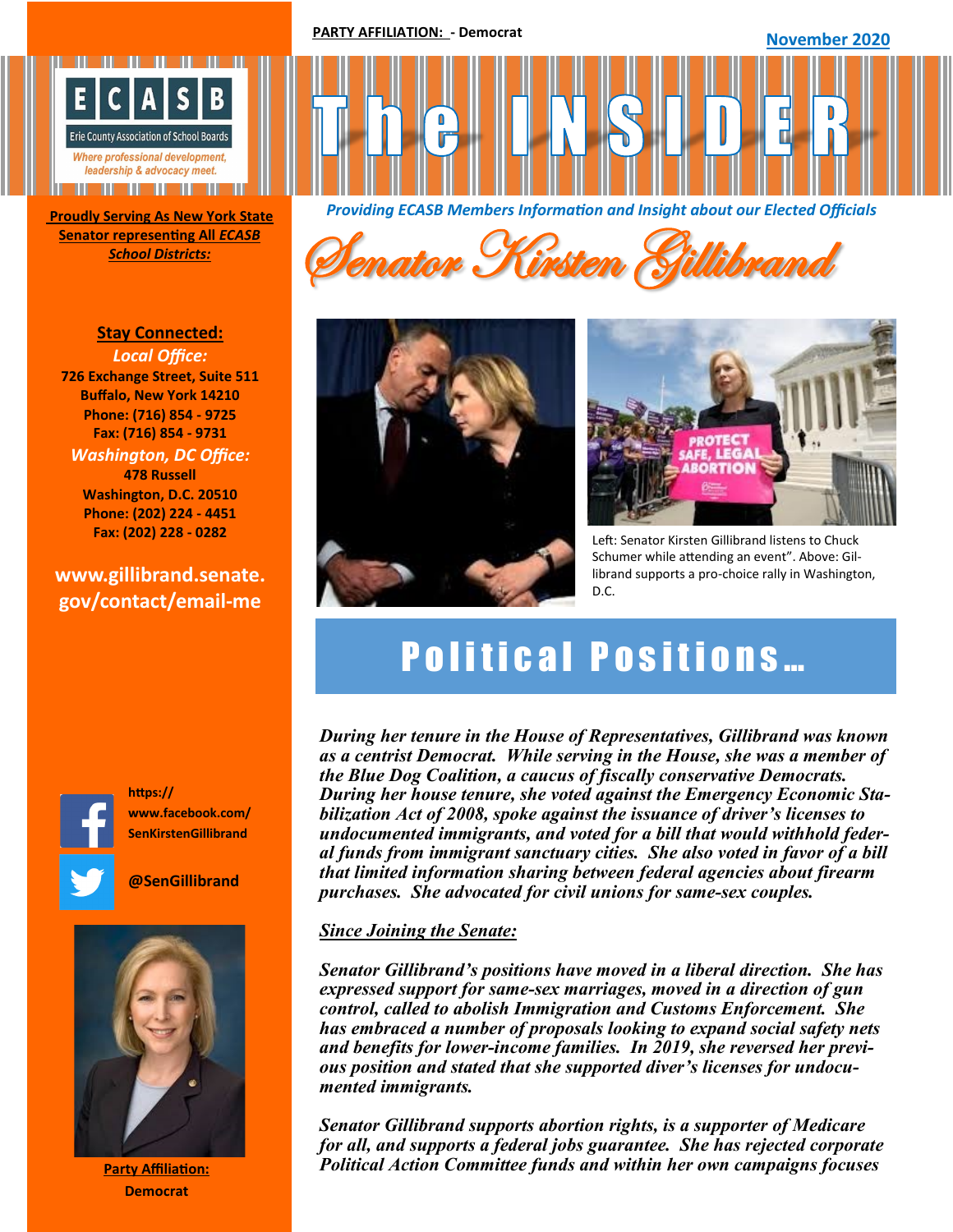PARTY AFFILIATION: - Democrat

November 2020

# The INSIDER

**ECASB** Erie County Association of School Boards

*Where professional development, leadership & advocacy meet.*

*Providing ECASB Members Information and Insight about our Elected Officials*

## *Senator Kirsten Gillibrand*

**Proudly Serving As New York State Senator representing All *ECASB School Districts:***

**Stay Connected:**

***Local Office:***
**726 Exchange Street, Suite 511**
**Buffalo, New York 14210**
**Phone: (716) 854 - 9725**
**Fax: (716) 854 - 9731**

***Washington, DC Office:***
**478 Russell**
**Washington, D.C. 20510**
**Phone: (202) 224 - 4451**
**Fax: (202) 228 - 0282**

**www.gillibrand.senate.gov/contact/email-me**

**https://www.facebook.com/SenKirstenGillibrand**

**@SenGillibrand**

**Party Affiliation:**
**Democrat**

Left: Senator Kirsten Gillibrand listens to Chuck Schumer while attending an event". Above: Gillibrand supports a pro-choice rally in Washington, D.C.

## Political Positions…

***During her tenure in the House of Representatives, Gillibrand was known as a centrist Democrat. While serving in the House, she was a member of the Blue Dog Coalition, a caucus of fiscally conservative Democrats. During her house tenure, she voted against the Emergency Economic Stabilization Act of 2008, spoke against the issuance of driver's licenses to undocumented immigrants, and voted for a bill that would withhold federal funds from immigrant sanctuary cities. She also voted in favor of a bill that limited information sharing between federal agencies about firearm purchases. She advocated for civil unions for same-sex couples.***

***Since Joining the Senate:***

***Senator Gillibrand's positions have moved in a liberal direction. She has expressed support for same-sex marriages, moved in a direction of gun control, called to abolish Immigration and Customs Enforcement. She has embraced a number of proposals looking to expand social safety nets and benefits for lower-income families. In 2019, she reversed her previous position and stated that she supported diver's licenses for undocumented immigrants.***

***Senator Gillibrand supports abortion rights, is a supporter of Medicare for all, and supports a federal jobs guarantee. She has rejected corporate Political Action Committee funds and within her own campaigns focuses***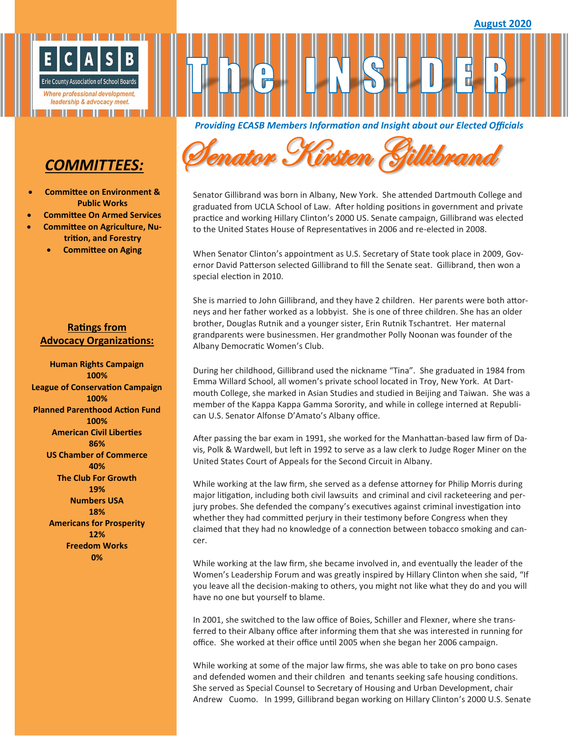August 2020

# The INSIDER

*Providing ECASB Members Information and Insight about our Elected Officials*

## Senator Kirsten Gillibrand

Senator Gillibrand was born in Albany, New York. She attended Dartmouth College and graduated from UCLA School of Law. After holding positions in government and private practice and working Hillary Clinton's 2000 US Senate campaign, Gillibrand was elected to the United States House of Representatives in 2006 and re-elected in 2008.

When Senator Clinton's appointment as U.S. Secretary of State took place in 2009, Governor David Patterson selected Gillibrand to fill the Senate seat. Gillibrand, then won a special election in 2010.

She is married to John Gillibrand, and they have 2 children. Her parents were both attorneys and her father worked as a lobbyist. She is one of three children. She has an older brother, Douglas Rutnik and a younger sister, Erin Rutnik Tschantret. Her maternal grandparents were businessmen. Her grandmother Polly Noonan was founder of the Albany Democratic Women's Club.

During her childhood, Gillibrand used the nickname "Tina". She graduated in 1984 from Emma Willard School, all women's private school located in Troy, New York. At Dartmouth College, she marked in Asian Studies and studied in Beijing and Taiwan. She was a member of the Kappa Kappa Gamma Sorority, and while in college interned at Republican U.S. Senator Alfonse D'Amato's Albany office.

After passing the bar exam in 1991, she worked for the Manhattan-based law firm of Davis, Polk & Wardwell, but left in 1992 to serve as a law clerk to Judge Roger Miner on the United States Court of Appeals for the Second Circuit in Albany.

While working at the law firm, she served as a defense attorney for Philip Morris during major litigation, including both civil lawsuits and criminal and civil racketeering and perjury probes. She defended the company's executives against criminal investigation into whether they had committed perjury in their testimony before Congress when they claimed that they had no knowledge of a connection between tobacco smoking and cancer.

While working at the law firm, she became involved in, and eventually the leader of the Women's Leadership Forum and was greatly inspired by Hillary Clinton when she said, "If you leave all the decision-making to others, you might not like what they do and you will have no one but yourself to blame.

In 2001, she switched to the law office of Boies, Schiller and Flexner, where she transferred to their Albany office after informing them that she was interested in running for office. She worked at their office until 2005 when she began her 2006 campaign.

While working at some of the major law firms, she was able to take on pro bono cases and defended women and their children and tenants seeking safe housing conditions. She served as Special Counsel to Secretary of Housing and Urban Development, chair Andrew Cuomo. In 1999, Gillibrand began working on Hillary Clinton's 2000 U.S. Senate

## COMMITTEES:

- **Committee on Environment & Public Works**
- **Committee On Armed Services**
- **Committee on Agriculture, Nutrition, and Forestry**
- **Committee on Aging**

## Ratings from Advocacy Organizations:

**Human Rights Campaign**
**100%**

**League of Conservation Campaign**
**100%**

**Planned Parenthood Action Fund**
**100%**

**American Civil Liberties**
**86%**

**US Chamber of Commerce**
**40%**

**The Club For Growth**
**19%**

**Numbers USA**
**18%**

**Americans for Prosperity**
**12%**

**Freedom Works**
**0%**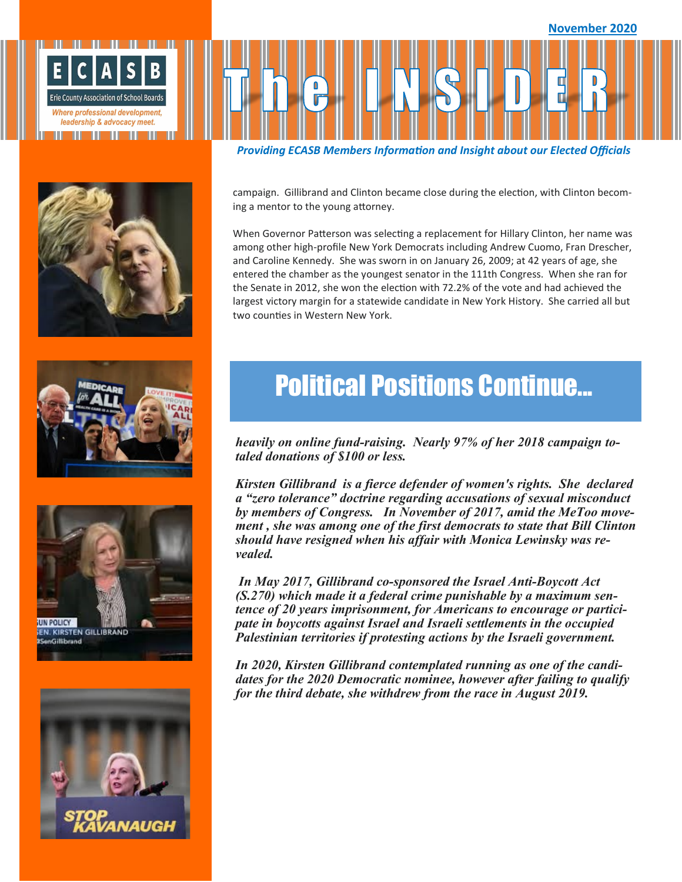campaign. Gillibrand and Clinton became close during the election, with Clinton becoming a mentor to the young attorney.

When Governor Patterson was selecting a replacement for Hillary Clinton, her name was among other high-profile New York Democrats including Andrew Cuomo, Fran Drescher, and Caroline Kennedy. She was sworn in on January 26, 2009; at 42 years of age, she entered the chamber as the youngest senator in the 111th Congress. When she ran for the Senate in 2012, she won the election with 72.2% of the vote and had achieved the largest victory margin for a statewide candidate in New York History. She carried all but two counties in Western New York.

## Political Positions Continue...

***heavily on online fund-raising. Nearly 97% of her 2018 campaign totaled donations of $100 or less.***

***Kirsten Gillibrand is a fierce defender of women's rights. She declared a "zero tolerance" doctrine regarding accusations of sexual misconduct by members of Congress. In November of 2017, amid the MeToo movement , she was among one of the first democrats to state that Bill Clinton should have resigned when his affair with Monica Lewinsky was revealed.***

***In May 2017, Gillibrand co-sponsored the Israel Anti-Boycott Act (S.270) which made it a federal crime punishable by a maximum sentence of 20 years imprisonment, for Americans to encourage or participate in boycotts against Israel and Israeli settlements in the occupied Palestinian territories if protesting actions by the Israeli government.***

***In 2020, Kirsten Gillibrand contemplated running as one of the candidates for the 2020 Democratic nominee, however after failing to qualify for the third debate, she withdrew from the race in August 2019.***